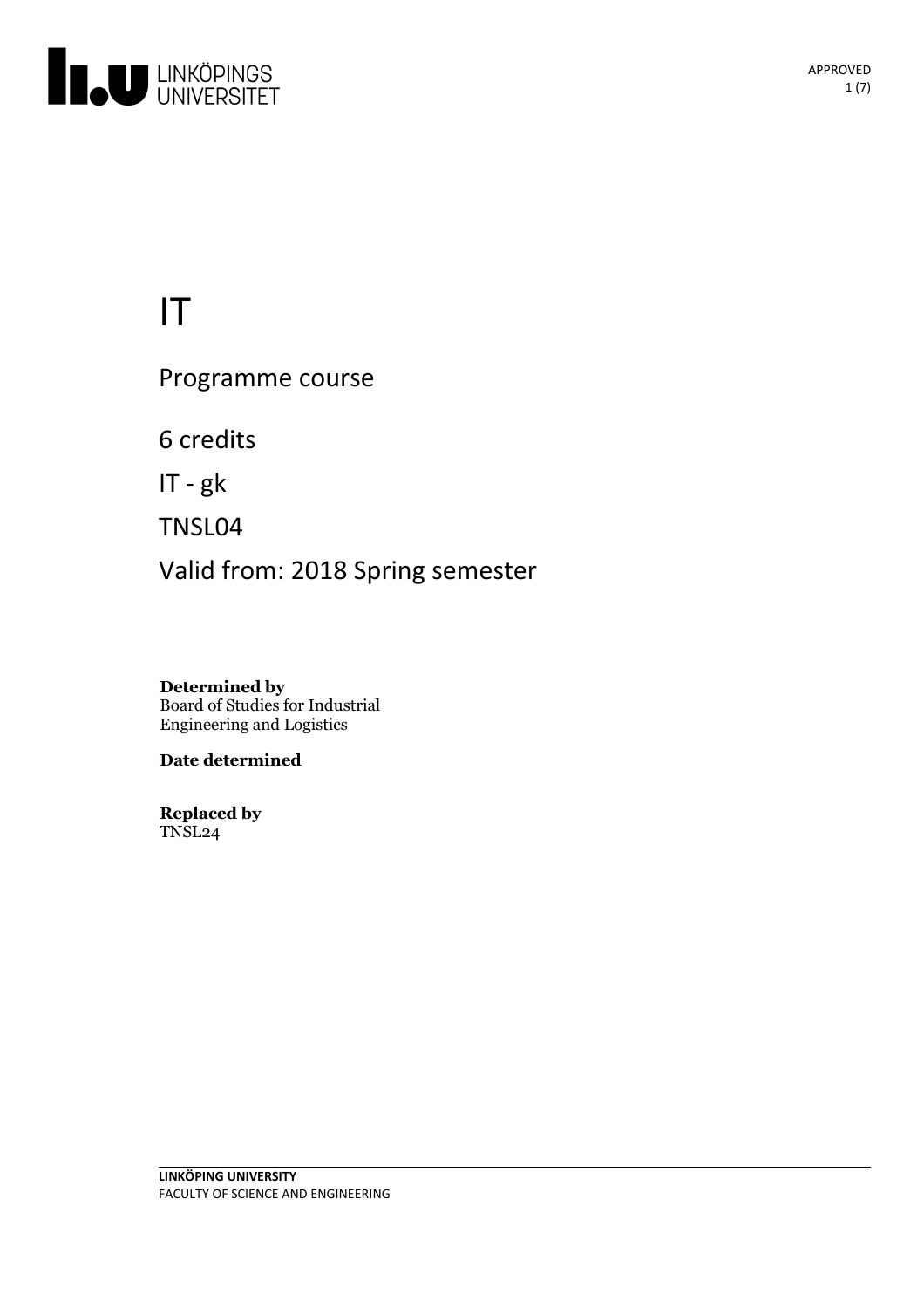# IT

Programme course

6 credits

IT - gk

TNSL04

Valid from: 2018 Spring semester

**Determined by**
Board of Studies for Industrial Engineering and Logistics

**Date determined**

**Replaced by**
TNSL24

**LINKÖPING UNIVERSITY**
FACULTY OF SCIENCE AND ENGINEERING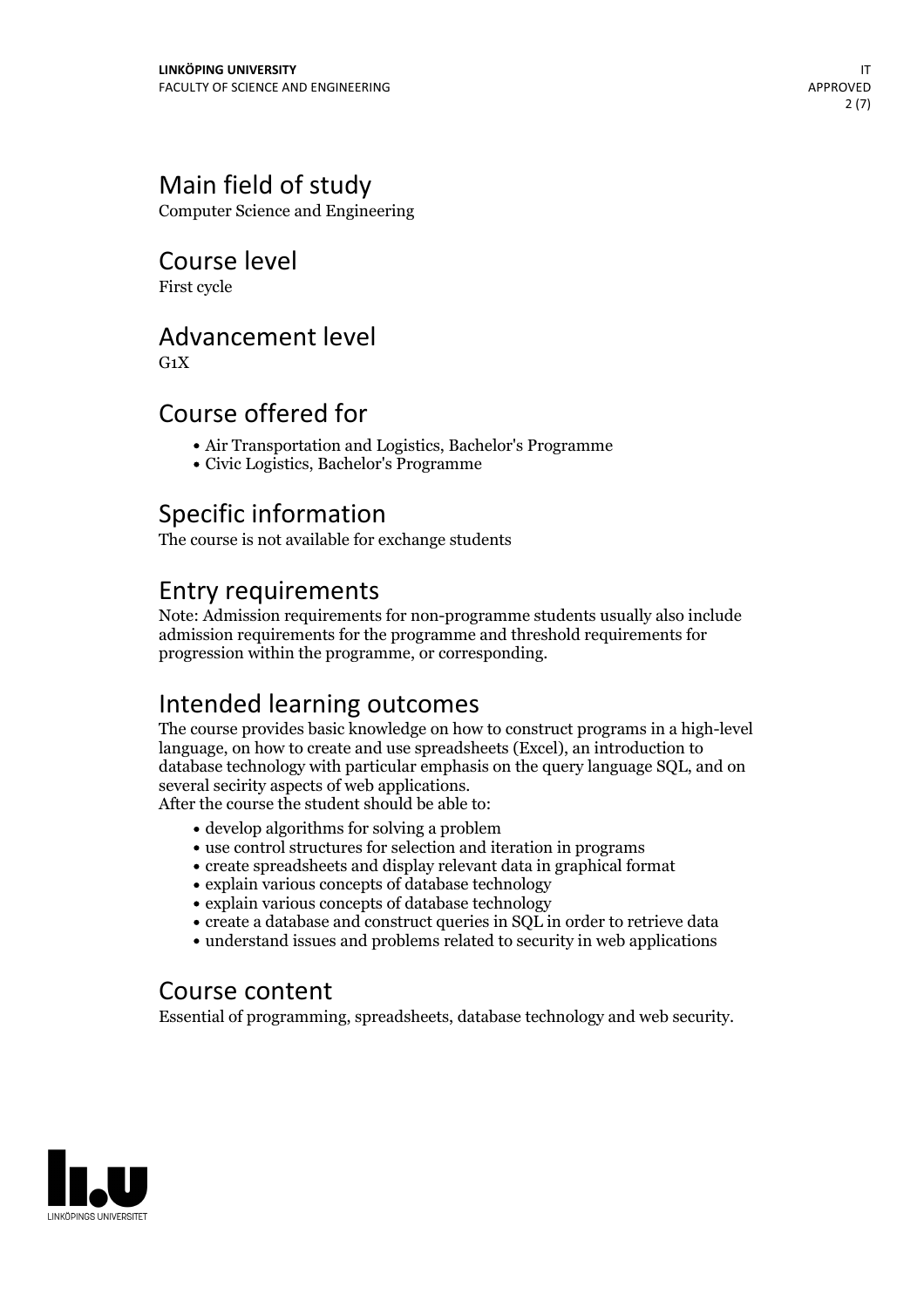## Main field of study

Computer Science and Engineering

## Course level

First cycle

## Advancement level

G1X

## Course offered for

- Air Transportation and Logistics, Bachelor's Programme
- Civic Logistics, Bachelor's Programme

## Specific information

The course is not available for exchange students

## Entry requirements

Note: Admission requirements for non-programme students usually also include admission requirements for the programme and threshold requirements for progression within the programme, or corresponding.

## Intended learning outcomes

The course provides basic knowledge on how to construct programs in a high-level language, on how to create and use spreadsheets (Excel), an introduction to database technology with particular emphasis on the query language SQL, and on several secirity aspects of web applications.
After the course the student should be able to:

- develop algorithms for solving a problem
- use control structures for selection and iteration in programs
- create spreadsheets and display relevant data in graphical format
- explain various concepts of database technology
- explain various concepts of database technology
- create a database and construct queries in SQL in order to retrieve data
- understand issues and problems related to security in web applications

## Course content

Essential of programming, spreadsheets, database technology and web security.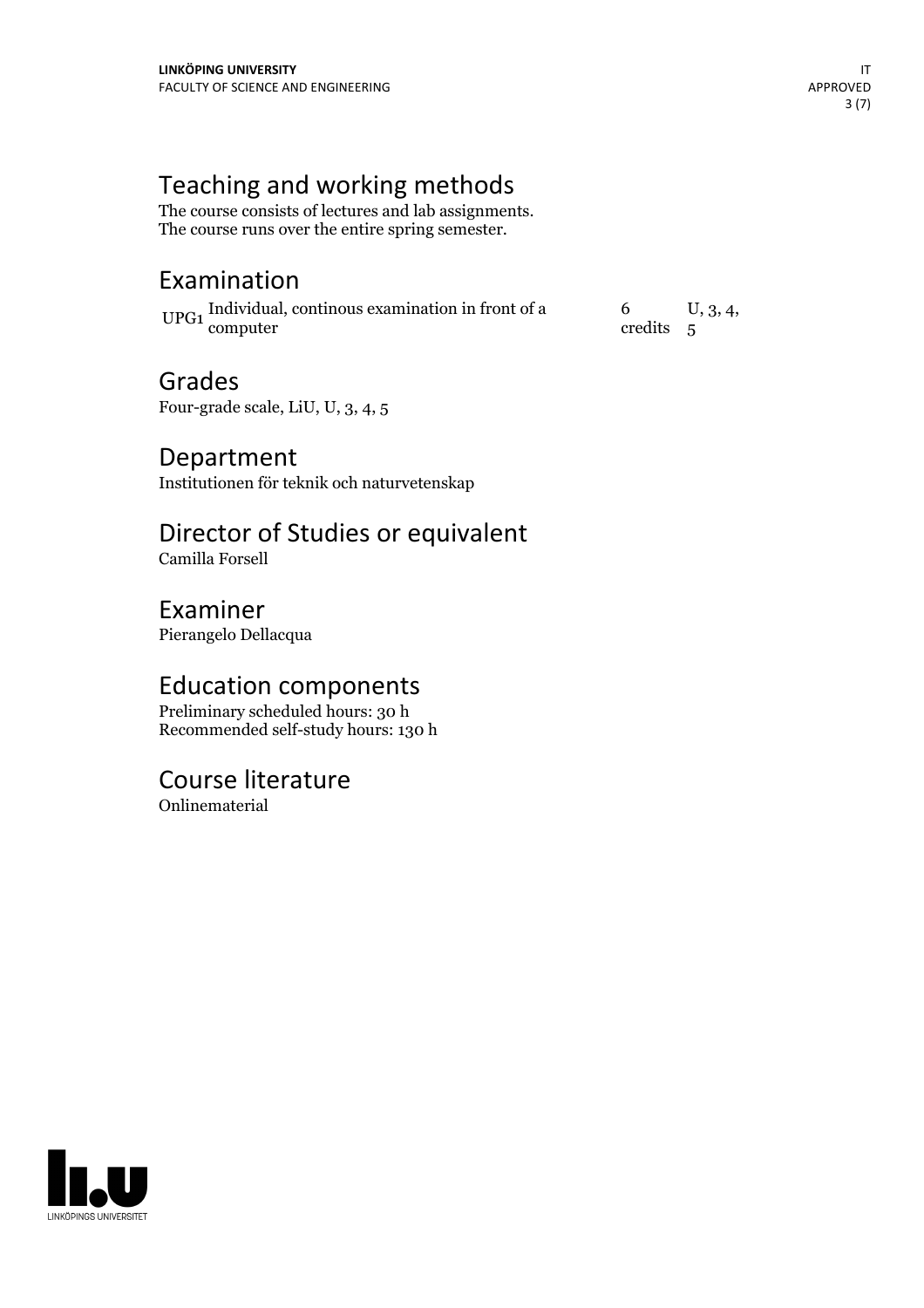## Teaching and working methods

The course consists of lectures and lab assignments.
The course runs over the entire spring semester.

## Examination

| | | | |
|---|---|---|---|
| UPG1 | Individual, continous examination in front of a computer | 6 credits | U, 3, 4, 5 |

## Grades

Four-grade scale, LiU, U, 3, 4, 5

## Department

Institutionen för teknik och naturvetenskap

## Director of Studies or equivalent

Camilla Forsell

## Examiner

Pierangelo Dellacqua

## Education components

Preliminary scheduled hours: 30 h
Recommended self-study hours: 130 h

## Course literature

Onlinematerial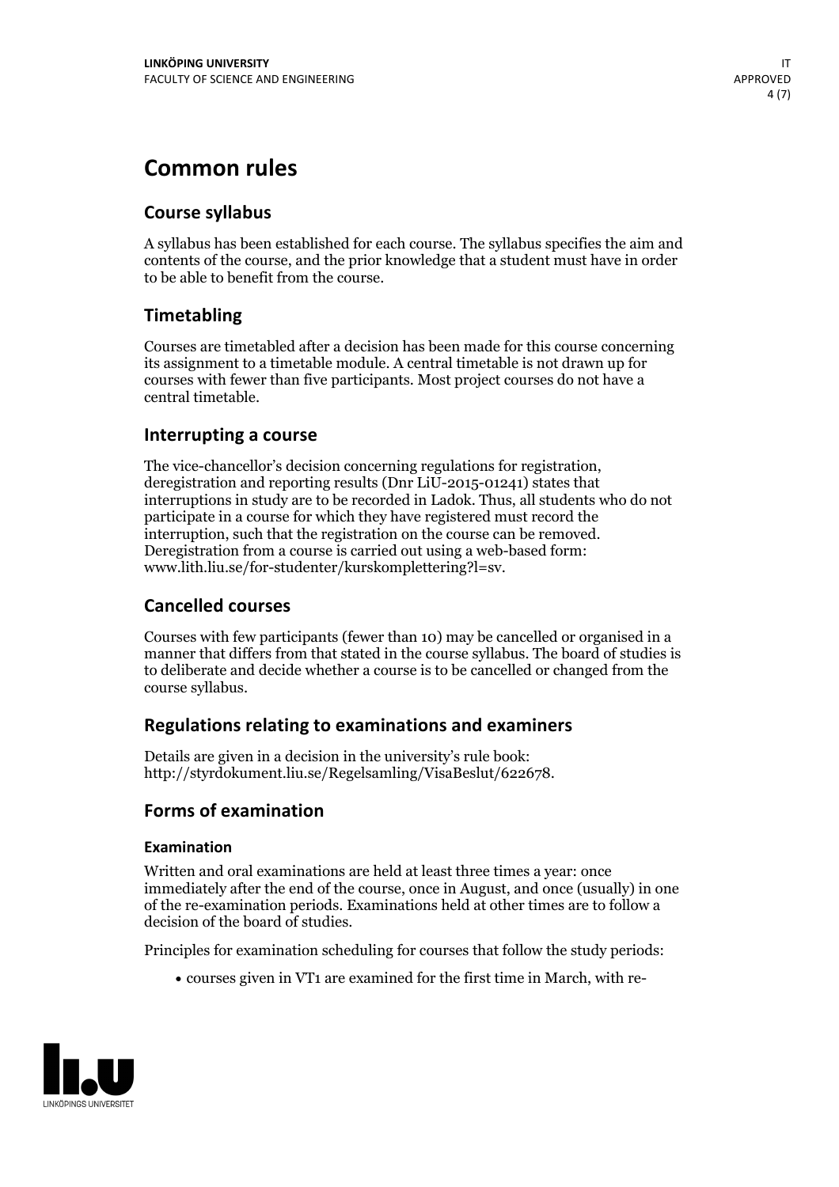# Common rules

## Course syllabus

A syllabus has been established for each course. The syllabus specifies the aim and contents of the course, and the prior knowledge that a student must have in order to be able to benefit from the course.

## Timetabling

Courses are timetabled after a decision has been made for this course concerning its assignment to a timetable module. A central timetable is not drawn up for courses with fewer than five participants. Most project courses do not have a central timetable.

## Interrupting a course

The vice-chancellor's decision concerning regulations for registration, deregistration and reporting results (Dnr LiU-2015-01241) states that interruptions in study are to be recorded in Ladok. Thus, all students who do not participate in a course for which they have registered must record the interruption, such that the registration on the course can be removed. Deregistration from a course is carried out using a web-based form: www.lith.liu.se/for-studenter/kurskomplettering?l=sv.

## Cancelled courses

Courses with few participants (fewer than 10) may be cancelled or organised in a manner that differs from that stated in the course syllabus. The board of studies is to deliberate and decide whether a course is to be cancelled or changed from the course syllabus.

## Regulations relating to examinations and examiners

Details are given in a decision in the university's rule book: http://styrdokument.liu.se/Regelsamling/VisaBeslut/622678.

## Forms of examination

### Examination

Written and oral examinations are held at least three times a year: once immediately after the end of the course, once in August, and once (usually) in one of the re-examination periods. Examinations held at other times are to follow a decision of the board of studies.

Principles for examination scheduling for courses that follow the study periods:

- courses given in VT1 are examined for the first time in March, with re-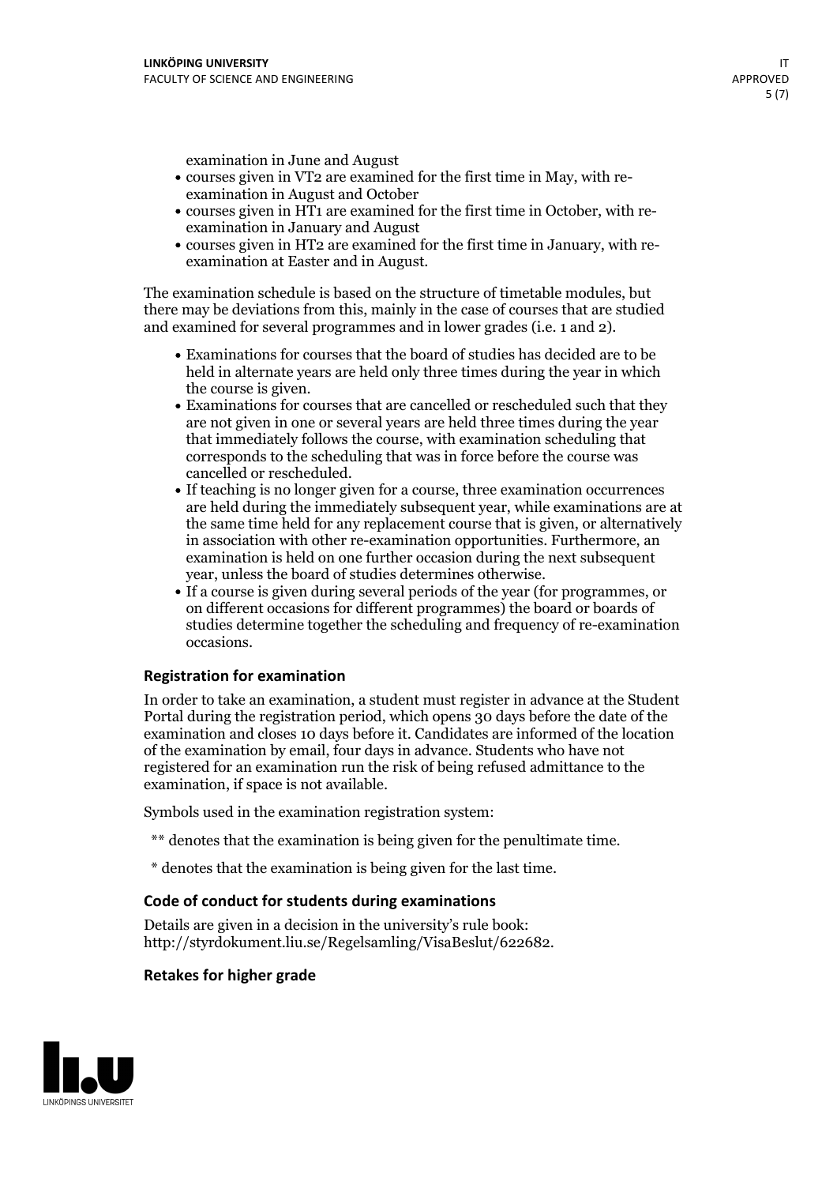examination in June and August

- courses given in VT2 are examined for the first time in May, with re-examination in August and October
- courses given in HT1 are examined for the first time in October, with re-examination in January and August
- courses given in HT2 are examined for the first time in January, with re-examination at Easter and in August.

The examination schedule is based on the structure of timetable modules, but there may be deviations from this, mainly in the case of courses that are studied and examined for several programmes and in lower grades (i.e. 1 and 2).

- Examinations for courses that the board of studies has decided are to be held in alternate years are held only three times during the year in which the course is given.
- Examinations for courses that are cancelled or rescheduled such that they are not given in one or several years are held three times during the year that immediately follows the course, with examination scheduling that corresponds to the scheduling that was in force before the course was cancelled or rescheduled.
- If teaching is no longer given for a course, three examination occurrences are held during the immediately subsequent year, while examinations are at the same time held for any replacement course that is given, or alternatively in association with other re-examination opportunities. Furthermore, an examination is held on one further occasion during the next subsequent year, unless the board of studies determines otherwise.
- If a course is given during several periods of the year (for programmes, or on different occasions for different programmes) the board or boards of studies determine together the scheduling and frequency of re-examination occasions.

### Registration for examination

In order to take an examination, a student must register in advance at the Student Portal during the registration period, which opens 30 days before the date of the examination and closes 10 days before it. Candidates are informed of the location of the examination by email, four days in advance. Students who have not registered for an examination run the risk of being refused admittance to the examination, if space is not available.

Symbols used in the examination registration system:

** denotes that the examination is being given for the penultimate time.

* denotes that the examination is being given for the last time.

### Code of conduct for students during examinations

Details are given in a decision in the university's rule book: http://styrdokument.liu.se/Regelsamling/VisaBeslut/622682.

### Retakes for higher grade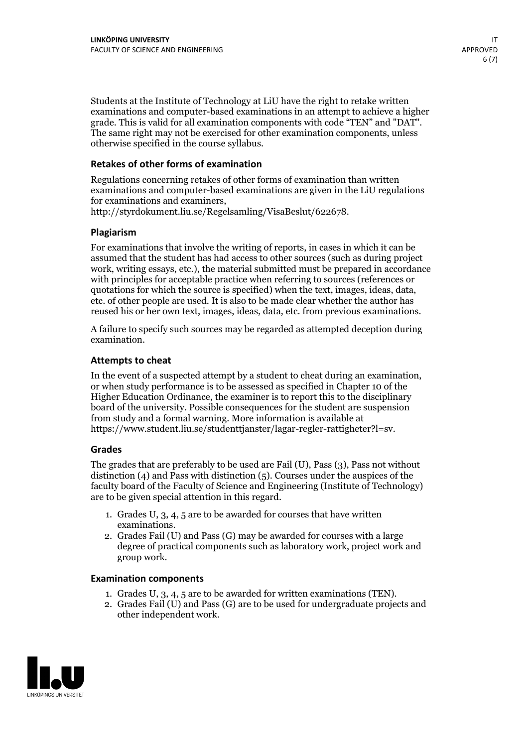Students at the Institute of Technology at LiU have the right to retake written examinations and computer-based examinations in an attempt to achieve a higher grade. This is valid for all examination components with code "TEN" and "DAT". The same right may not be exercised for other examination components, unless otherwise specified in the course syllabus.

### Retakes of other forms of examination

Regulations concerning retakes of other forms of examination than written examinations and computer-based examinations are given in the LiU regulations for examinations and examiners, http://styrdokument.liu.se/Regelsamling/VisaBeslut/622678.

### Plagiarism

For examinations that involve the writing of reports, in cases in which it can be assumed that the student has had access to other sources (such as during project work, writing essays, etc.), the material submitted must be prepared in accordance with principles for acceptable practice when referring to sources (references or quotations for which the source is specified) when the text, images, ideas, data, etc. of other people are used. It is also to be made clear whether the author has reused his or her own text, images, ideas, data, etc. from previous examinations.

A failure to specify such sources may be regarded as attempted deception during examination.

### Attempts to cheat

In the event of a suspected attempt by a student to cheat during an examination, or when study performance is to be assessed as specified in Chapter 10 of the Higher Education Ordinance, the examiner is to report this to the disciplinary board of the university. Possible consequences for the student are suspension from study and a formal warning. More information is available at https://www.student.liu.se/studenttjanster/lagar-regler-rattigheter?l=sv.

### Grades

The grades that are preferably to be used are Fail (U), Pass (3), Pass not without distinction (4) and Pass with distinction (5). Courses under the auspices of the faculty board of the Faculty of Science and Engineering (Institute of Technology) are to be given special attention in this regard.

1. Grades U, 3, 4, 5 are to be awarded for courses that have written examinations.
2. Grades Fail (U) and Pass (G) may be awarded for courses with a large degree of practical components such as laboratory work, project work and group work.

### Examination components

1. Grades U, 3, 4, 5 are to be awarded for written examinations (TEN).
2. Grades Fail (U) and Pass (G) are to be used for undergraduate projects and other independent work.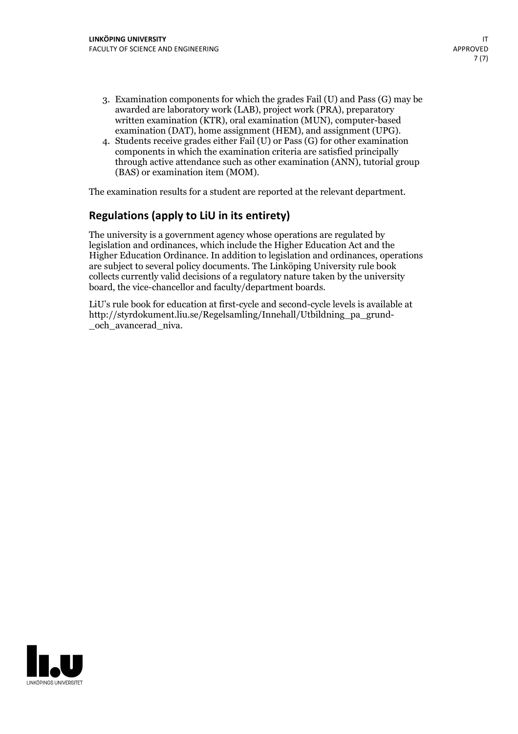3. Examination components for which the grades Fail (U) and Pass (G) may be awarded are laboratory work (LAB), project work (PRA), preparatory written examination (KTR), oral examination (MUN), computer-based examination (DAT), home assignment (HEM), and assignment (UPG).
4. Students receive grades either Fail (U) or Pass (G) for other examination components in which the examination criteria are satisfied principally through active attendance such as other examination (ANN), tutorial group (BAS) or examination item (MOM).

The examination results for a student are reported at the relevant department.

## Regulations (apply to LiU in its entirety)

The university is a government agency whose operations are regulated by legislation and ordinances, which include the Higher Education Act and the Higher Education Ordinance. In addition to legislation and ordinances, operations are subject to several policy documents. The Linköping University rule book collects currently valid decisions of a regulatory nature taken by the university board, the vice-chancellor and faculty/department boards.

LiU's rule book for education at first-cycle and second-cycle levels is available at http://styrdokument.liu.se/Regelsamling/Innehall/Utbildning_pa_grund-_och_avancerad_niva.